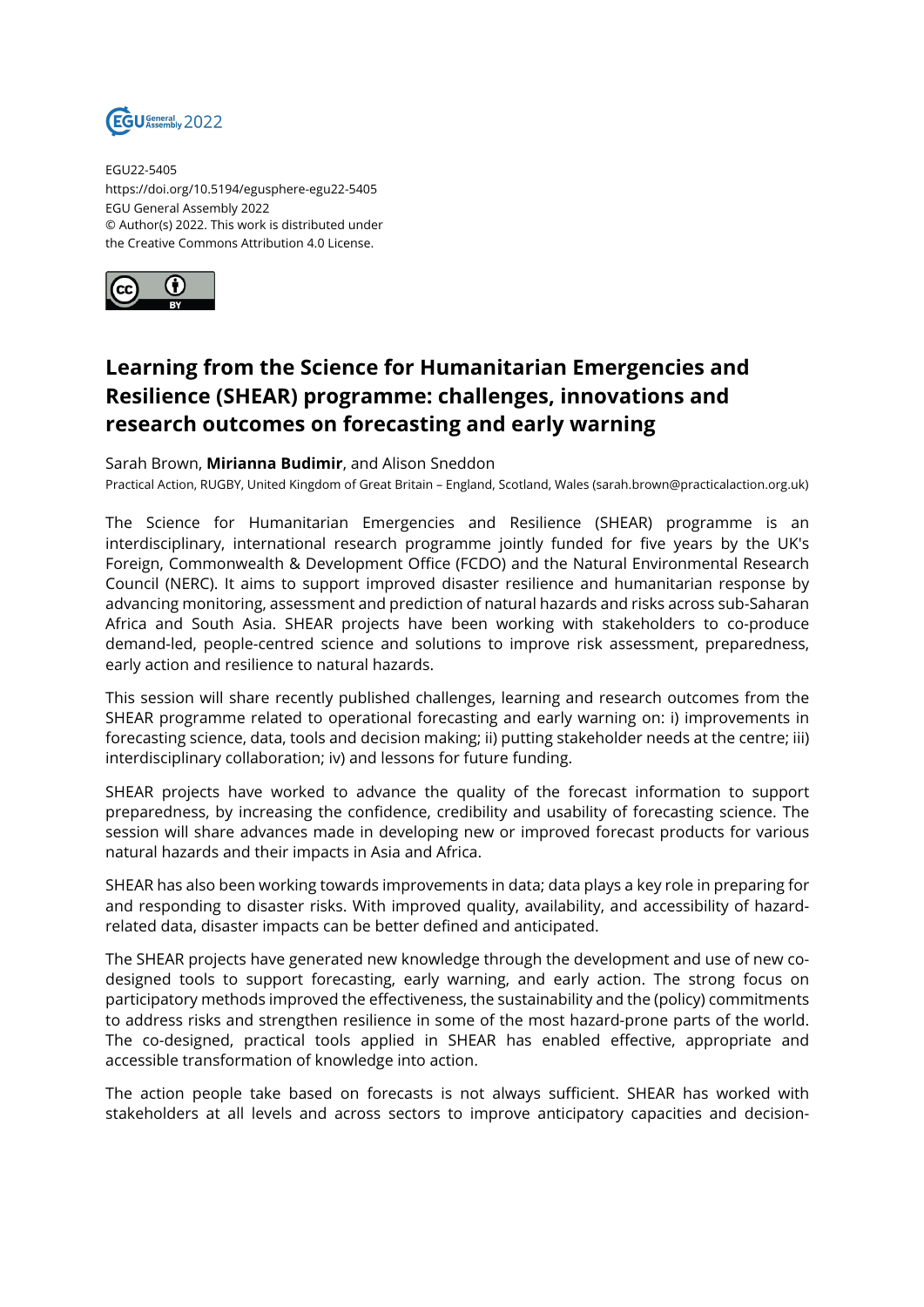EGU22-5405
https://doi.org/10.5194/egusphere-egu22-5405
EGU General Assembly 2022
© Author(s) 2022. This work is distributed under
the Creative Commons Attribution 4.0 License.

# Learning from the Science for Humanitarian Emergencies and Resilience (SHEAR) programme: challenges, innovations and research outcomes on forecasting and early warning

Sarah Brown, **Mirianna Budimir**, and Alison Sneddon

Practical Action, RUGBY, United Kingdom of Great Britain – England, Scotland, Wales (sarah.brown@practicalaction.org.uk)

The Science for Humanitarian Emergencies and Resilience (SHEAR) programme is an interdisciplinary, international research programme jointly funded for five years by the UK's Foreign, Commonwealth & Development Office (FCDO) and the Natural Environmental Research Council (NERC). It aims to support improved disaster resilience and humanitarian response by advancing monitoring, assessment and prediction of natural hazards and risks across sub-Saharan Africa and South Asia. SHEAR projects have been working with stakeholders to co-produce demand-led, people-centred science and solutions to improve risk assessment, preparedness, early action and resilience to natural hazards.

This session will share recently published challenges, learning and research outcomes from the SHEAR programme related to operational forecasting and early warning on: i) improvements in forecasting science, data, tools and decision making; ii) putting stakeholder needs at the centre; iii) interdisciplinary collaboration; iv) and lessons for future funding.

SHEAR projects have worked to advance the quality of the forecast information to support preparedness, by increasing the confidence, credibility and usability of forecasting science. The session will share advances made in developing new or improved forecast products for various natural hazards and their impacts in Asia and Africa.

SHEAR has also been working towards improvements in data; data plays a key role in preparing for and responding to disaster risks. With improved quality, availability, and accessibility of hazard-related data, disaster impacts can be better defined and anticipated.

The SHEAR projects have generated new knowledge through the development and use of new co-designed tools to support forecasting, early warning, and early action. The strong focus on participatory methods improved the effectiveness, the sustainability and the (policy) commitments to address risks and strengthen resilience in some of the most hazard-prone parts of the world. The co-designed, practical tools applied in SHEAR has enabled effective, appropriate and accessible transformation of knowledge into action.

The action people take based on forecasts is not always sufficient. SHEAR has worked with stakeholders at all levels and across sectors to improve anticipatory capacities and decision-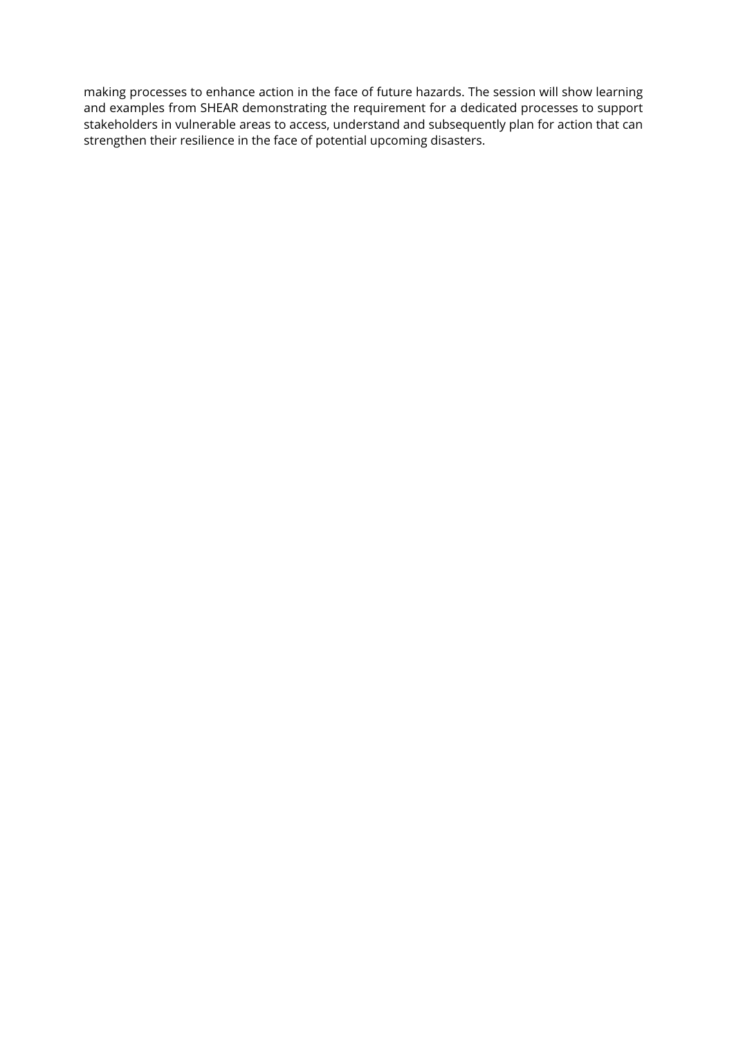making processes to enhance action in the face of future hazards. The session will show learning and examples from SHEAR demonstrating the requirement for a dedicated processes to support stakeholders in vulnerable areas to access, understand and subsequently plan for action that can strengthen their resilience in the face of potential upcoming disasters.